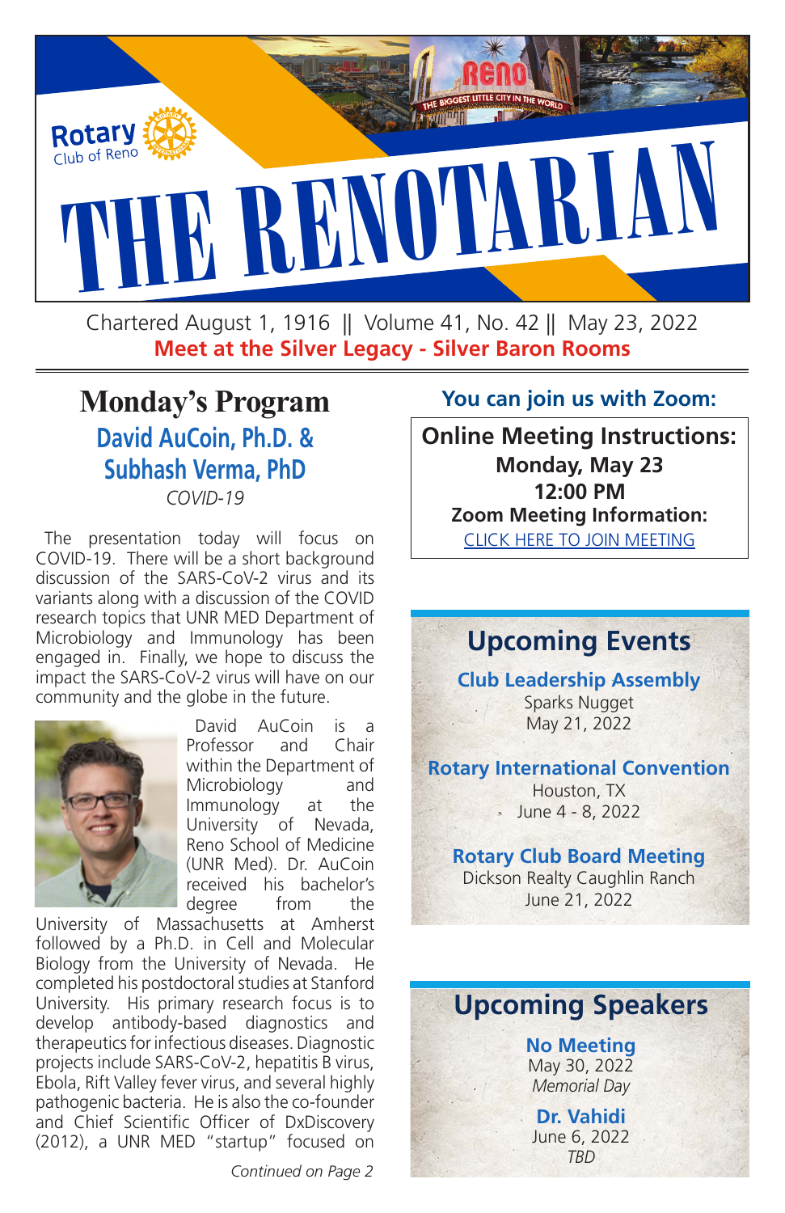Rotary Club of Reno

# THE RENOTARIAN

Chartered August 1, 1916 || Volume 41, No. 42 || May 23, 2022

**Meet at the Silver Legacy - Silver Baron Rooms**

## Monday's Program

### David AuCoin, Ph.D. & Subhash Verma, PhD

*COVID-19*

The presentation today will focus on COVID-19. There will be a short background discussion of the SARS-CoV-2 virus and its variants along with a discussion of the COVID research topics that UNR MED Department of Microbiology and Immunology has been engaged in. Finally, we hope to discuss the impact the SARS-CoV-2 virus will have on our community and the globe in the future.

David AuCoin is a Professor and Chair within the Department of Microbiology and Immunology at the University of Nevada, Reno School of Medicine (UNR Med). Dr. AuCoin received his bachelor's degree from the University of Massachusetts at Amherst followed by a Ph.D. in Cell and Molecular Biology from the University of Nevada. He completed his postdoctoral studies at Stanford University. His primary research focus is to develop antibody-based diagnostics and therapeutics for infectious diseases. Diagnostic projects include SARS-CoV-2, hepatitis B virus, Ebola, Rift Valley fever virus, and several highly pathogenic bacteria. He is also the co-founder and Chief Scientific Officer of DxDiscovery (2012), a UNR MED "startup" focused on

*Continued on Page 2*

**You can join us with Zoom:**

**Online Meeting Instructions:**
**Monday, May 23**
**12:00 PM**
**Zoom Meeting Information:**
CLICK HERE TO JOIN MEETING

## Upcoming Events

**Club Leadership Assembly**
Sparks Nugget
May 21, 2022

**Rotary International Convention**
Houston, TX
June 4 - 8, 2022

**Rotary Club Board Meeting**
Dickson Realty Caughlin Ranch
June 21, 2022

## Upcoming Speakers

**No Meeting**
May 30, 2022
*Memorial Day*

**Dr. Vahidi**
June 6, 2022
*TBD*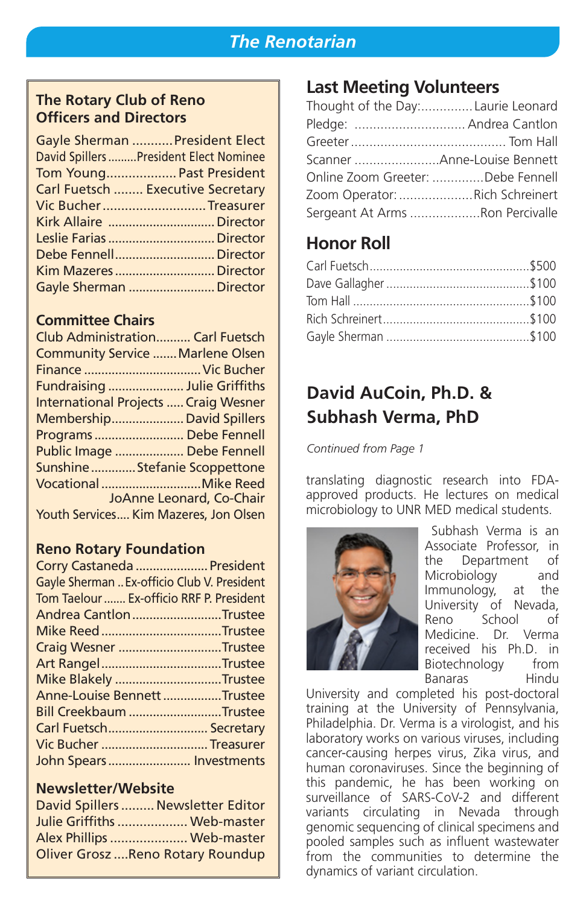## The Rotary Club of Reno Officers and Directors

Gayle Sherman ........... President Elect
David Spillers .........President Elect Nominee
Tom Young................... Past President
Carl Fuetsch ........ Executive Secretary
Vic Bucher ............................ Treasurer
Kirk Allaire ............................... Director
Leslie Farias ............................... Director
Debe Fennell............................. Director
Kim Mazeres ............................. Director
Gayle Sherman ......................... Director

### Committee Chairs

Club Administration.......... Carl Fuetsch
Community Service ....... Marlene Olsen
Finance ................................. Vic Bucher
Fundraising ...................... Julie Griffiths
International Projects ..... Craig Wesner
Membership..................... David Spillers
Programs .......................... Debe Fennell
Public Image .................... Debe Fennell
Sunshine ............. Stefanie Scoppettone
Vocational ............................. Mike Reed
JoAnne Leonard, Co-Chair
Youth Services.... Kim Mazeres, Jon Olsen

### Reno Rotary Foundation

Corry Castaneda ..................... President
Gayle Sherman .. Ex-officio Club V. President
Tom Taelour ....... Ex-officio RRF P. President
Andrea Cantlon .......................... Trustee
Mike Reed ................................... Trustee
Craig Wesner .............................. Trustee
Art Rangel ................................... Trustee
Mike Blakely ................................ Trustee
Anne-Louise Bennett ................. Trustee
Bill Creekbaum ........................... Trustee
Carl Fuetsch............................ Secretary
Vic Bucher ............................... Treasurer
John Spears ........................ Investments

### Newsletter/Website

David Spillers ......... Newsletter Editor
Julie Griffiths ................... Web-master
Alex Phillips ..................... Web-master
Oliver Grosz ....Reno Rotary Roundup

## Last Meeting Volunteers

Thought of the Day:.............. Laurie Leonard
Pledge: .............................. Andrea Cantlon
Greeter .......................................... Tom Hall
Scanner .......................Anne-Louise Bennett
Online Zoom Greeter: ..............Debe Fennell
Zoom Operator: ....................Rich Schreinert
Sergeant At Arms ...................Ron Percivalle

## Honor Roll

Carl Fuetsch............................................... $500
Dave Gallagher .......................................... $100
Tom Hall .................................................... $100
Rich Schreinert........................................... $100
Gayle Sherman .......................................... $100

## David AuCoin, Ph.D. & Subhash Verma, PhD

*Continued from Page 1*

translating diagnostic research into FDA-approved products. He lectures on medical microbiology to UNR MED medical students.

Subhash Verma is an Associate Professor, in the Department of Microbiology and Immunology, at the University of Nevada, Reno School of Medicine. Dr. Verma received his Ph.D. in Biotechnology from Banaras Hindu University and completed his post-doctoral training at the University of Pennsylvania, Philadelphia. Dr. Verma is a virologist, and his laboratory works on various viruses, including cancer-causing herpes virus, Zika virus, and human coronaviruses. Since the beginning of this pandemic, he has been working on surveillance of SARS-CoV-2 and different variants circulating in Nevada through genomic sequencing of clinical specimens and pooled samples such as influent wastewater from the communities to determine the dynamics of variant circulation.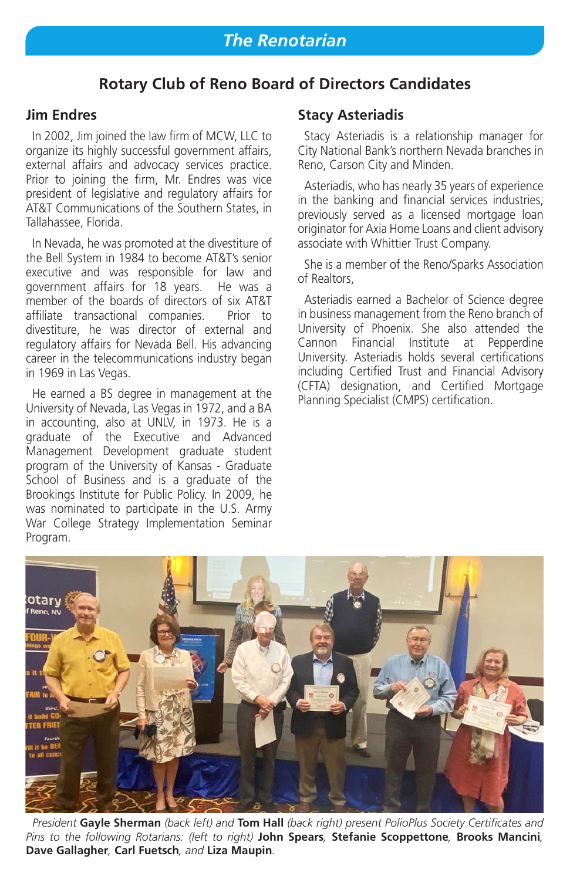## Rotary Club of Reno Board of Directors Candidates

### Jim Endres

In 2002, Jim joined the law firm of MCW, LLC to organize its highly successful government affairs, external affairs and advocacy services practice. Prior to joining the firm, Mr. Endres was vice president of legislative and regulatory affairs for AT&T Communications of the Southern States, in Tallahassee, Florida.

In Nevada, he was promoted at the divestiture of the Bell System in 1984 to become AT&T's senior executive and was responsible for law and government affairs for 18 years. He was a member of the boards of directors of six AT&T affiliate transactional companies. Prior to divestiture, he was director of external and regulatory affairs for Nevada Bell. His advancing career in the telecommunications industry began in 1969 in Las Vegas.

He earned a BS degree in management at the University of Nevada, Las Vegas in 1972, and a BA in accounting, also at UNLV, in 1973. He is a graduate of the Executive and Advanced Management Development graduate student program of the University of Kansas - Graduate School of Business and is a graduate of the Brookings Institute for Public Policy. In 2009, he was nominated to participate in the U.S. Army War College Strategy Implementation Seminar Program.

### Stacy Asteriadis

Stacy Asteriadis is a relationship manager for City National Bank's northern Nevada branches in Reno, Carson City and Minden.

Asteriadis, who has nearly 35 years of experience in the banking and financial services industries, previously served as a licensed mortgage loan originator for Axia Home Loans and client advisory associate with Whittier Trust Company.

She is a member of the Reno/Sparks Association of Realtors,

Asteriadis earned a Bachelor of Science degree in business management from the Reno branch of University of Phoenix. She also attended the Cannon Financial Institute at Pepperdine University. Asteriadis holds several certifications including Certified Trust and Financial Advisory (CFTA) designation, and Certified Mortgage Planning Specialist (CMPS) certification.

*President* **Gayle Sherman** *(back left) and* **Tom Hall** *(back right) present PolioPlus Society Certificates and Pins to the following Rotarians: (left to right)* **John Spears**, **Stefanie Scoppettone**, **Brooks Mancini**, **Dave Gallagher**, **Carl Fuetsch**, *and* **Liza Maupin**.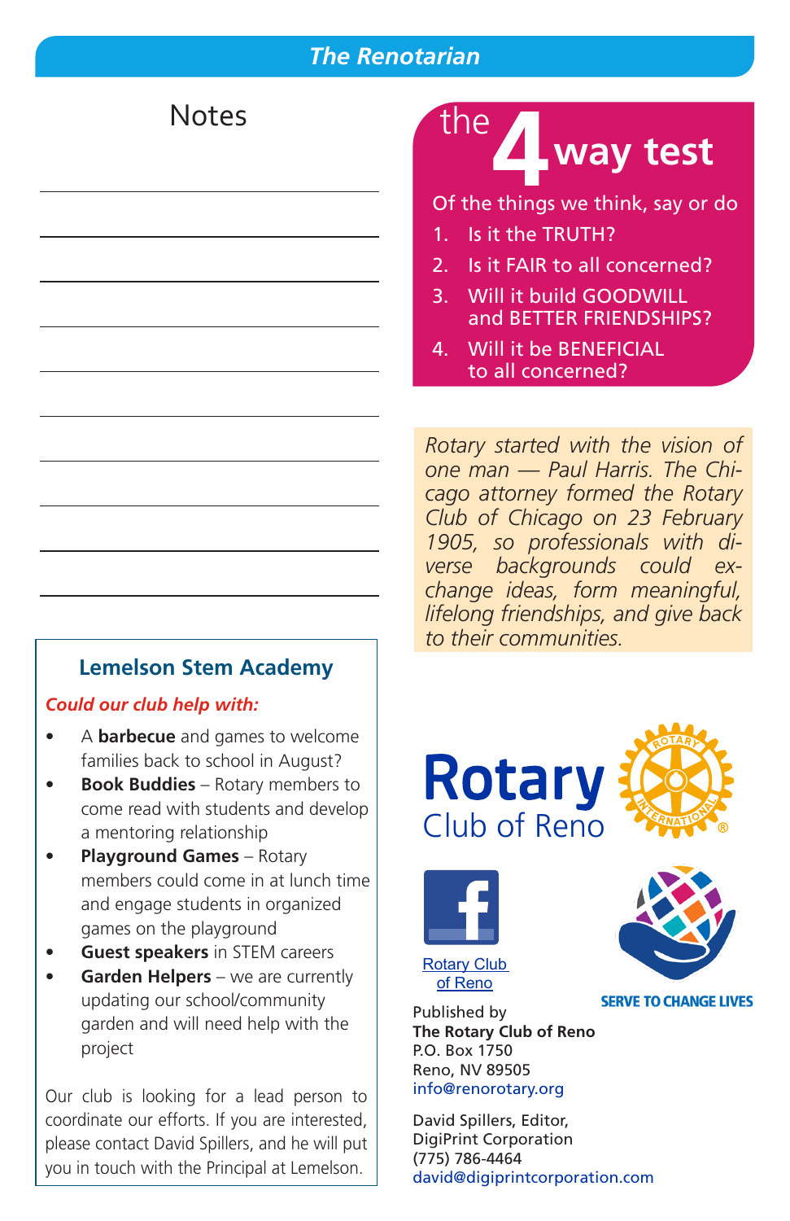## Notes

## the 4 way test

Of the things we think, say or do

1. Is it the TRUTH?
2. Is it FAIR to all concerned?
3. Will it build GOODWILL and BETTER FRIENDSHIPS?
4. Will it be BENEFICIAL to all concerned?

*Rotary started with the vision of one man — Paul Harris. The Chicago attorney formed the Rotary Club of Chicago on 23 February 1905, so professionals with diverse backgrounds could exchange ideas, form meaningful, lifelong friendships, and give back to their communities.*

### Lemelson Stem Academy

***Could our club help with:***

- A **barbecue** and games to welcome families back to school in August?
- **Book Buddies** – Rotary members to come read with students and develop a mentoring relationship
- **Playground Games** – Rotary members could come in at lunch time and engage students in organized games on the playground
- **Guest speakers** in STEM careers
- **Garden Helpers** – we are currently updating our school/community garden and will need help with the project

Our club is looking for a lead person to coordinate our efforts. If you are interested, please contact David Spillers, and he will put you in touch with the Principal at Lemelson.

Rotary Club of Reno

Rotary Club of Reno

SERVE TO CHANGE LIVES

Published by
**The Rotary Club of Reno**
P.O. Box 1750
Reno, NV 89505
info@renorotary.org

David Spillers, Editor,
DigiPrint Corporation
(775) 786-4464
david@digiprintcorporation.com